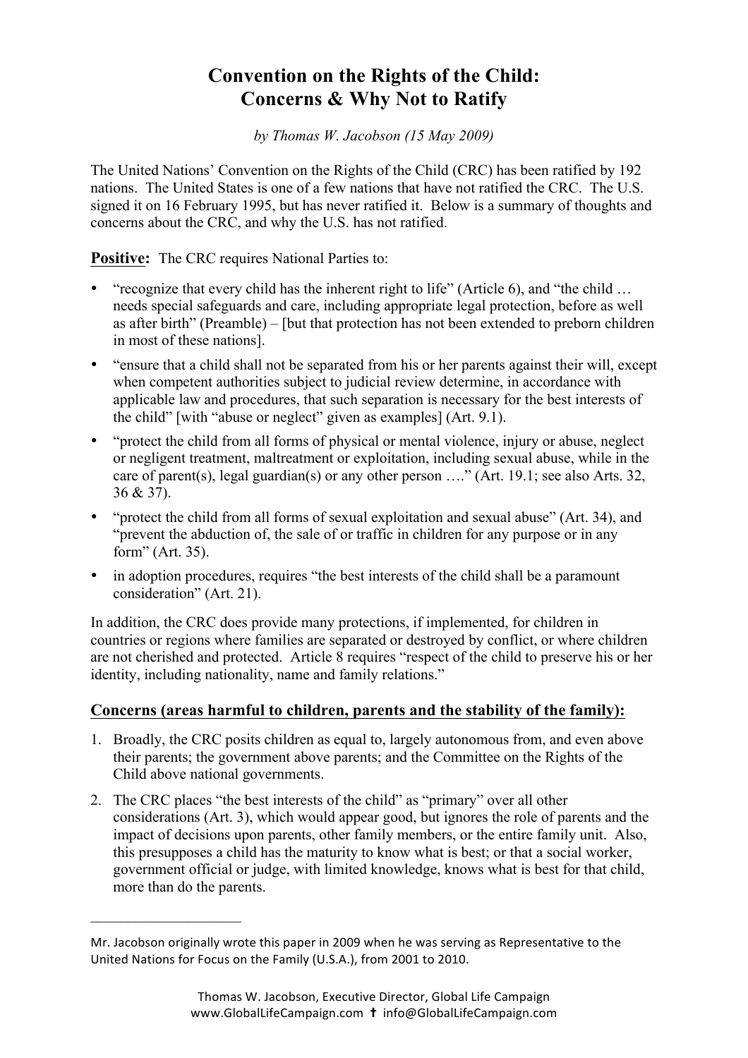# Convention on the Rights of the Child: Concerns & Why Not to Ratify

*by Thomas W. Jacobson (15 May 2009)*

The United Nations' Convention on the Rights of the Child (CRC) has been ratified by 192 nations. The United States is one of a few nations that have not ratified the CRC. The U.S. signed it on 16 February 1995, but has never ratified it. Below is a summary of thoughts and concerns about the CRC, and why the U.S. has not ratified.

**Positive:** The CRC requires National Parties to:

- "recognize that every child has the inherent right to life" (Article 6), and "the child … needs special safeguards and care, including appropriate legal protection, before as well as after birth" (Preamble) – [but that protection has not been extended to preborn children in most of these nations].
- "ensure that a child shall not be separated from his or her parents against their will, except when competent authorities subject to judicial review determine, in accordance with applicable law and procedures, that such separation is necessary for the best interests of the child" [with "abuse or neglect" given as examples] (Art. 9.1).
- "protect the child from all forms of physical or mental violence, injury or abuse, neglect or negligent treatment, maltreatment or exploitation, including sexual abuse, while in the care of parent(s), legal guardian(s) or any other person …." (Art. 19.1; see also Arts. 32, 36 & 37).
- "protect the child from all forms of sexual exploitation and sexual abuse" (Art. 34), and "prevent the abduction of, the sale of or traffic in children for any purpose or in any form" (Art. 35).
- in adoption procedures, requires "the best interests of the child shall be a paramount consideration" (Art. 21).

In addition, the CRC does provide many protections, if implemented, for children in countries or regions where families are separated or destroyed by conflict, or where children are not cherished and protected. Article 8 requires "respect of the child to preserve his or her identity, including nationality, name and family relations."

## Concerns (areas harmful to children, parents and the stability of the family):

1. Broadly, the CRC posits children as equal to, largely autonomous from, and even above their parents; the government above parents; and the Committee on the Rights of the Child above national governments.
2. The CRC places "the best interests of the child" as "primary" over all other considerations (Art. 3), which would appear good, but ignores the role of parents and the impact of decisions upon parents, other family members, or the entire family unit. Also, this presupposes a child has the maturity to know what is best; or that a social worker, government official or judge, with limited knowledge, knows what is best for that child, more than do the parents.

---

Mr. Jacobson originally wrote this paper in 2009 when he was serving as Representative to the United Nations for Focus on the Family (U.S.A.), from 2001 to 2010.

Thomas W. Jacobson, Executive Director, Global Life Campaign
www.GlobalLifeCampaign.com ✝ info@GlobalLifeCampaign.com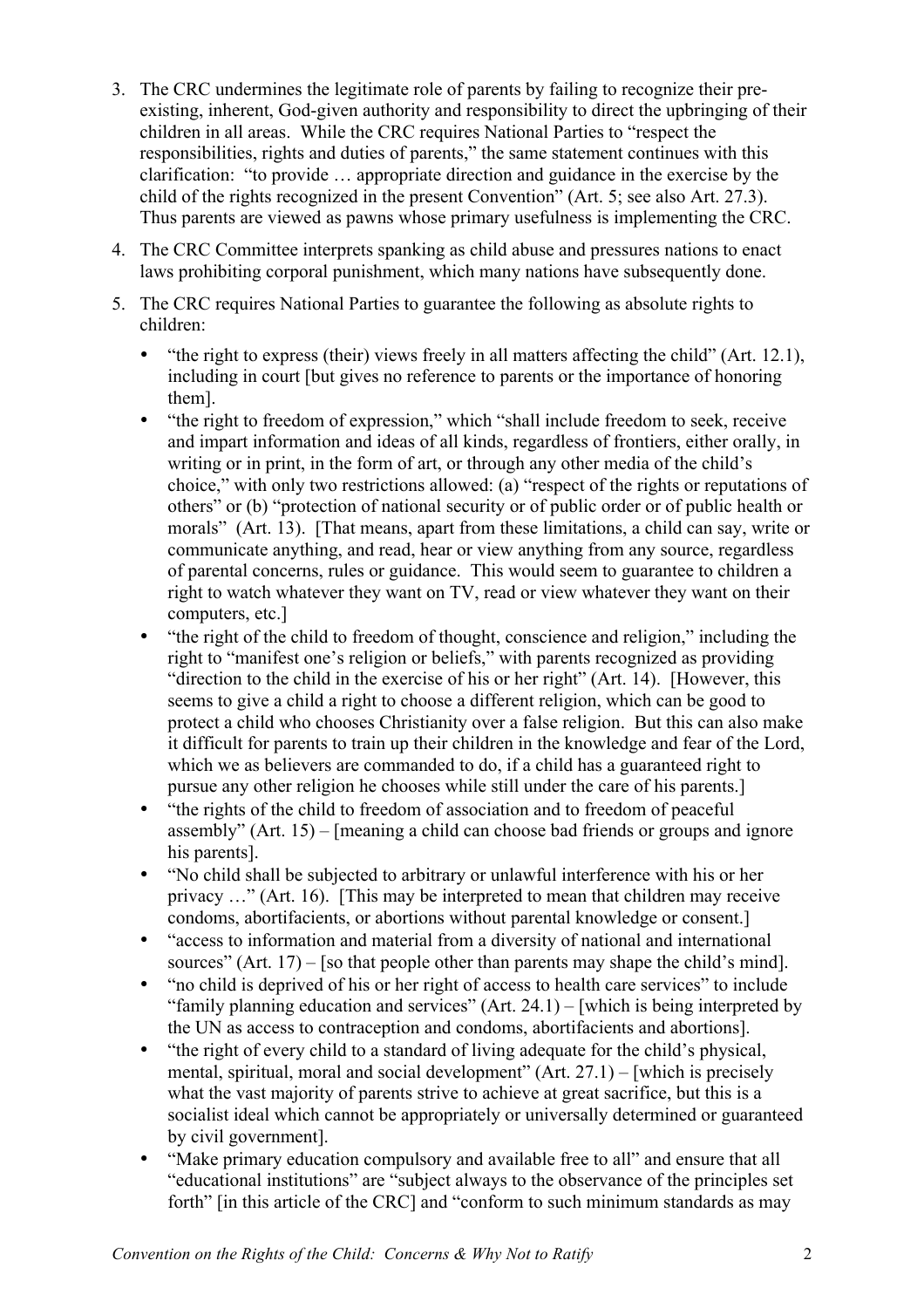3. The CRC undermines the legitimate role of parents by failing to recognize their pre-existing, inherent, God-given authority and responsibility to direct the upbringing of their children in all areas. While the CRC requires National Parties to "respect the responsibilities, rights and duties of parents," the same statement continues with this clarification: "to provide … appropriate direction and guidance in the exercise by the child of the rights recognized in the present Convention" (Art. 5; see also Art. 27.3). Thus parents are viewed as pawns whose primary usefulness is implementing the CRC.

4. The CRC Committee interprets spanking as child abuse and pressures nations to enact laws prohibiting corporal punishment, which many nations have subsequently done.

5. The CRC requires National Parties to guarantee the following as absolute rights to children:

   - "the right to express (their) views freely in all matters affecting the child" (Art. 12.1), including in court [but gives no reference to parents or the importance of honoring them].
   - "the right to freedom of expression," which "shall include freedom to seek, receive and impart information and ideas of all kinds, regardless of frontiers, either orally, in writing or in print, in the form of art, or through any other media of the child's choice," with only two restrictions allowed: (a) "respect of the rights or reputations of others" or (b) "protection of national security or of public order or of public health or morals" (Art. 13). [That means, apart from these limitations, a child can say, write or communicate anything, and read, hear or view anything from any source, regardless of parental concerns, rules or guidance. This would seem to guarantee to children a right to watch whatever they want on TV, read or view whatever they want on their computers, etc.]
   - "the right of the child to freedom of thought, conscience and religion," including the right to "manifest one's religion or beliefs," with parents recognized as providing "direction to the child in the exercise of his or her right" (Art. 14). [However, this seems to give a child a right to choose a different religion, which can be good to protect a child who chooses Christianity over a false religion. But this can also make it difficult for parents to train up their children in the knowledge and fear of the Lord, which we as believers are commanded to do, if a child has a guaranteed right to pursue any other religion he chooses while still under the care of his parents.]
   - "the rights of the child to freedom of association and to freedom of peaceful assembly" (Art. 15) – [meaning a child can choose bad friends or groups and ignore his parents].
   - "No child shall be subjected to arbitrary or unlawful interference with his or her privacy …" (Art. 16). [This may be interpreted to mean that children may receive condoms, abortifacients, or abortions without parental knowledge or consent.]
   - "access to information and material from a diversity of national and international sources" (Art. 17) – [so that people other than parents may shape the child's mind].
   - "no child is deprived of his or her right of access to health care services" to include "family planning education and services" (Art. 24.1) – [which is being interpreted by the UN as access to contraception and condoms, abortifacients and abortions].
   - "the right of every child to a standard of living adequate for the child's physical, mental, spiritual, moral and social development" (Art. 27.1) – [which is precisely what the vast majority of parents strive to achieve at great sacrifice, but this is a socialist ideal which cannot be appropriately or universally determined or guaranteed by civil government].
   - "Make primary education compulsory and available free to all" and ensure that all "educational institutions" are "subject always to the observance of the principles set forth" [in this article of the CRC] and "conform to such minimum standards as may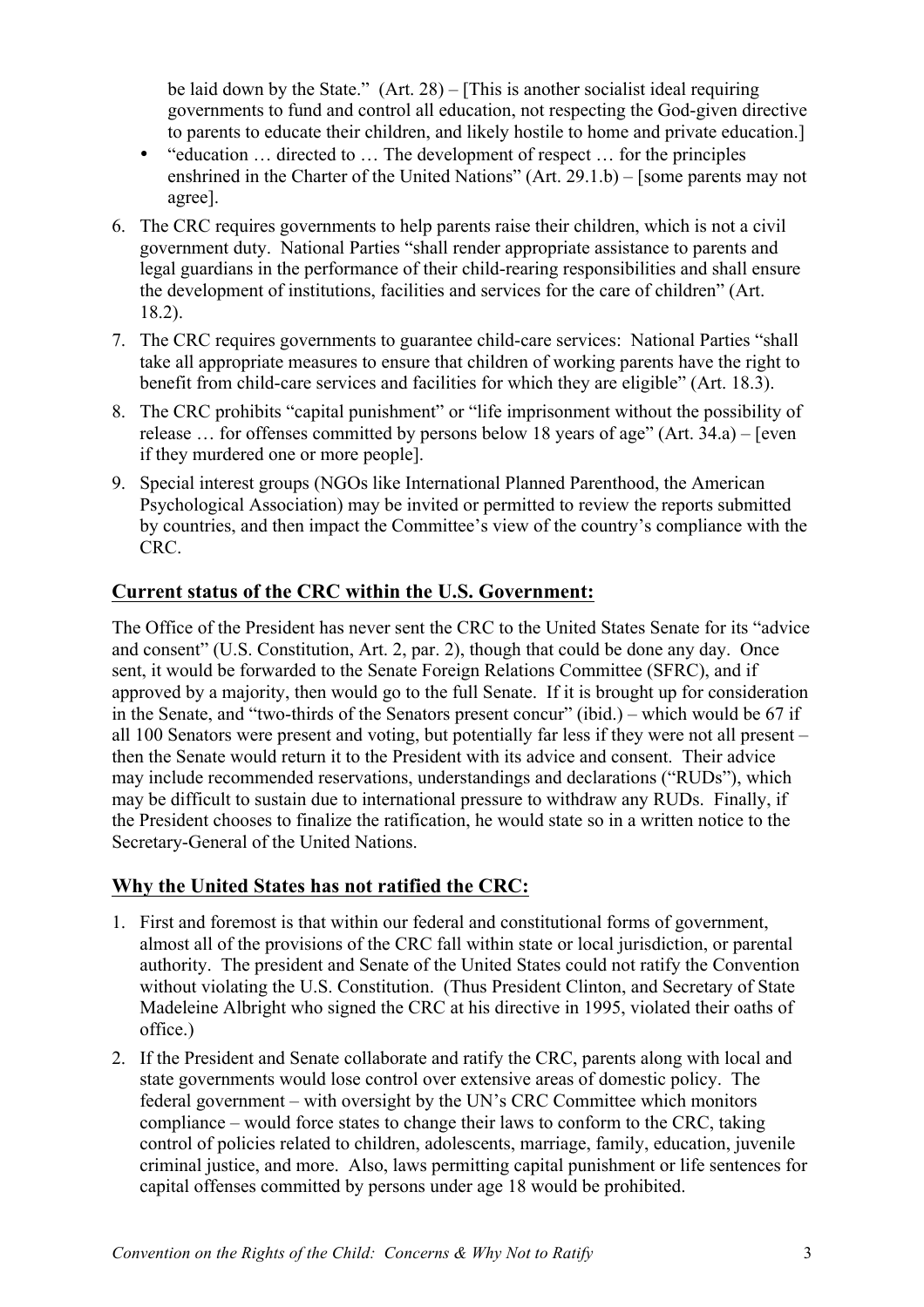be laid down by the State." (Art. 28) – [This is another socialist ideal requiring governments to fund and control all education, not respecting the God-given directive to parents to educate their children, and likely hostile to home and private education.]

- "education … directed to … The development of respect … for the principles enshrined in the Charter of the United Nations" (Art. 29.1.b) – [some parents may not agree].

6. The CRC requires governments to help parents raise their children, which is not a civil government duty. National Parties "shall render appropriate assistance to parents and legal guardians in the performance of their child-rearing responsibilities and shall ensure the development of institutions, facilities and services for the care of children" (Art. 18.2).
7. The CRC requires governments to guarantee child-care services: National Parties "shall take all appropriate measures to ensure that children of working parents have the right to benefit from child-care services and facilities for which they are eligible" (Art. 18.3).
8. The CRC prohibits "capital punishment" or "life imprisonment without the possibility of release … for offenses committed by persons below 18 years of age" (Art. 34.a) – [even if they murdered one or more people].
9. Special interest groups (NGOs like International Planned Parenthood, the American Psychological Association) may be invited or permitted to review the reports submitted by countries, and then impact the Committee's view of the country's compliance with the CRC.

## Current status of the CRC within the U.S. Government:

The Office of the President has never sent the CRC to the United States Senate for its "advice and consent" (U.S. Constitution, Art. 2, par. 2), though that could be done any day. Once sent, it would be forwarded to the Senate Foreign Relations Committee (SFRC), and if approved by a majority, then would go to the full Senate. If it is brought up for consideration in the Senate, and "two-thirds of the Senators present concur" (ibid.) – which would be 67 if all 100 Senators were present and voting, but potentially far less if they were not all present – then the Senate would return it to the President with its advice and consent. Their advice may include recommended reservations, understandings and declarations ("RUDs"), which may be difficult to sustain due to international pressure to withdraw any RUDs. Finally, if the President chooses to finalize the ratification, he would state so in a written notice to the Secretary-General of the United Nations.

## Why the United States has not ratified the CRC:

1. First and foremost is that within our federal and constitutional forms of government, almost all of the provisions of the CRC fall within state or local jurisdiction, or parental authority. The president and Senate of the United States could not ratify the Convention without violating the U.S. Constitution. (Thus President Clinton, and Secretary of State Madeleine Albright who signed the CRC at his directive in 1995, violated their oaths of office.)
2. If the President and Senate collaborate and ratify the CRC, parents along with local and state governments would lose control over extensive areas of domestic policy. The federal government – with oversight by the UN's CRC Committee which monitors compliance – would force states to change their laws to conform to the CRC, taking control of policies related to children, adolescents, marriage, family, education, juvenile criminal justice, and more. Also, laws permitting capital punishment or life sentences for capital offenses committed by persons under age 18 would be prohibited.